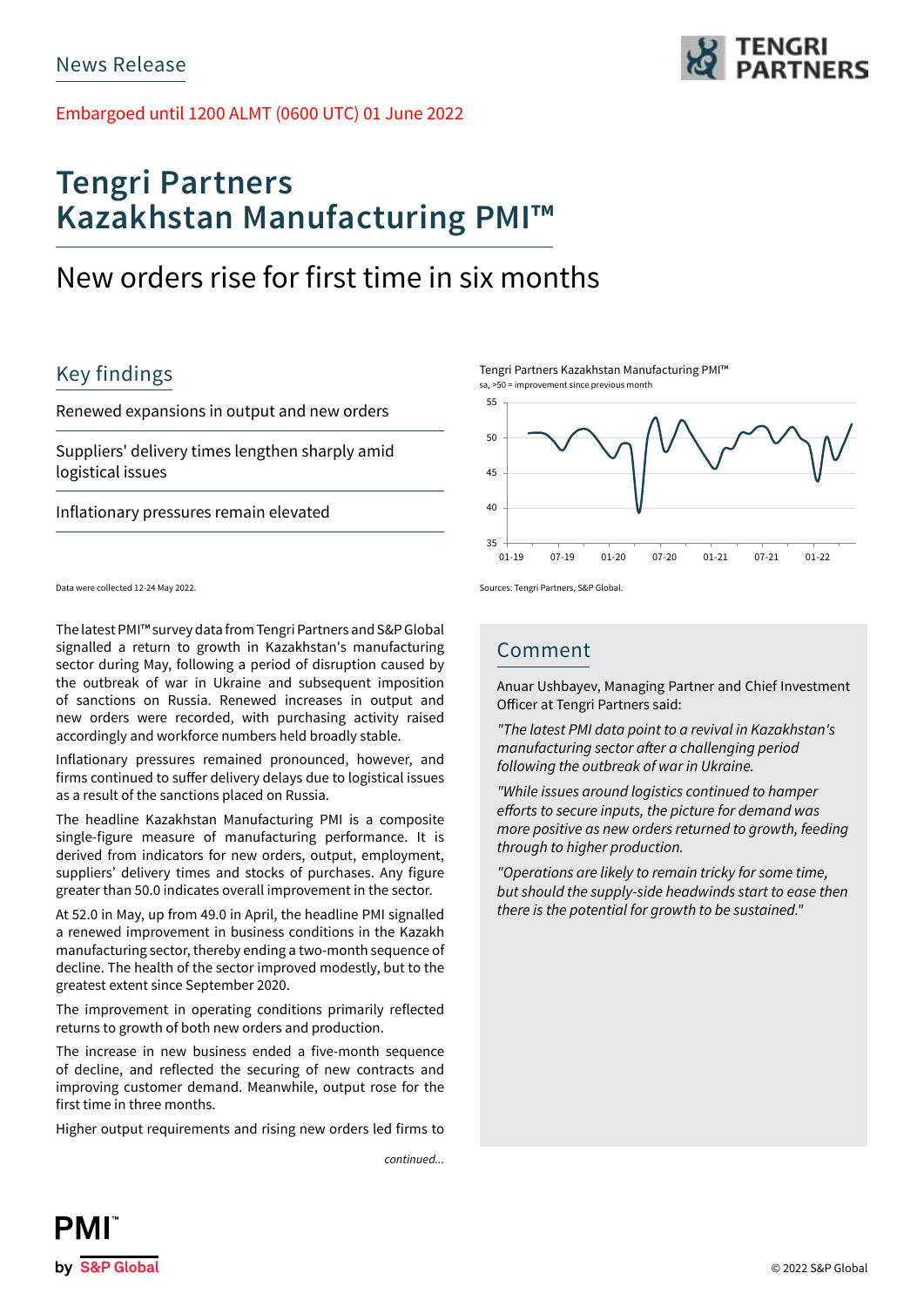News Release

Embargoed until 1200 ALMT (0600 UTC) 01 June 2022

# Tengri Partners Kazakhstan Manufacturing PMI™

## New orders rise for first time in six months

### Key findings

Renewed expansions in output and new orders

Suppliers' delivery times lengthen sharply amid logistical issues

Inflationary pressures remain elevated

Data were collected 12-24 May 2022.

Tengri Partners Kazakhstan Manufacturing PMI™
sa, >50 = improvement since previous month

Sources: Tengri Partners, S&P Global.

The latest PMI™ survey data from Tengri Partners and S&P Global signalled a return to growth in Kazakhstan's manufacturing sector during May, following a period of disruption caused by the outbreak of war in Ukraine and subsequent imposition of sanctions on Russia. Renewed increases in output and new orders were recorded, with purchasing activity raised accordingly and workforce numbers held broadly stable.

Inflationary pressures remained pronounced, however, and firms continued to suffer delivery delays due to logistical issues as a result of the sanctions placed on Russia.

The headline Kazakhstan Manufacturing PMI is a composite single-figure measure of manufacturing performance. It is derived from indicators for new orders, output, employment, suppliers' delivery times and stocks of purchases. Any figure greater than 50.0 indicates overall improvement in the sector.

At 52.0 in May, up from 49.0 in April, the headline PMI signalled a renewed improvement in business conditions in the Kazakh manufacturing sector, thereby ending a two-month sequence of decline. The health of the sector improved modestly, but to the greatest extent since September 2020.

The improvement in operating conditions primarily reflected returns to growth of both new orders and production.

The increase in new business ended a five-month sequence of decline, and reflected the securing of new contracts and improving customer demand. Meanwhile, output rose for the first time in three months.

Higher output requirements and rising new orders led firms to

*continued...*

### Comment

Anuar Ushbayev, Managing Partner and Chief Investment Officer at Tengri Partners said:

*"The latest PMI data point to a revival in Kazakhstan's manufacturing sector after a challenging period following the outbreak of war in Ukraine.*

*"While issues around logistics continued to hamper efforts to secure inputs, the picture for demand was more positive as new orders returned to growth, feeding through to higher production.*

*"Operations are likely to remain tricky for some time, but should the supply-side headwinds start to ease then there is the potential for growth to be sustained."*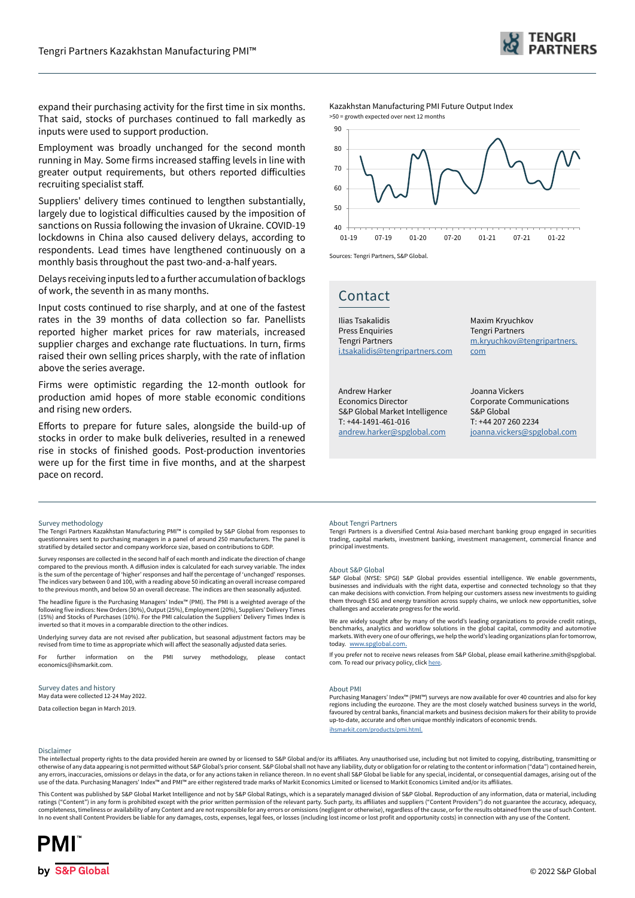expand their purchasing activity for the first time in six months. That said, stocks of purchases continued to fall markedly as inputs were used to support production.

Employment was broadly unchanged for the second month running in May. Some firms increased staffing levels in line with greater output requirements, but others reported difficulties recruiting specialist staff.

Suppliers' delivery times continued to lengthen substantially, largely due to logistical difficulties caused by the imposition of sanctions on Russia following the invasion of Ukraine. COVID-19 lockdowns in China also caused delivery delays, according to respondents. Lead times have lengthened continuously on a monthly basis throughout the past two-and-a-half years.

Delays receiving inputs led to a further accumulation of backlogs of work, the seventh in as many months.

Input costs continued to rise sharply, and at one of the fastest rates in the 39 months of data collection so far. Panellists reported higher market prices for raw materials, increased supplier charges and exchange rate fluctuations. In turn, firms raised their own selling prices sharply, with the rate of inflation above the series average.

Firms were optimistic regarding the 12-month outlook for production amid hopes of more stable economic conditions and rising new orders.

Efforts to prepare for future sales, alongside the build-up of stocks in order to make bulk deliveries, resulted in a renewed rise in stocks of finished goods. Post-production inventories were up for the first time in five months, and at the sharpest pace on record.

Kazakhstan Manufacturing PMI Future Output Index

>50 = growth expected over next 12 months

90
80
70
60
50
40

01-19 07-19 01-20 07-20 01-21 07-21 01-22

Sources: Tengri Partners, S&P Global.

## Contact

Ilias Tsakalidis
Press Enquiries
Tengri Partners
i.tsakalidis@tengripartners.com

Maxim Kryuchkov
Tengri Partners
m.kryuchkov@tengripartners.com

Andrew Harker
Economics Director
S&P Global Market Intelligence
T: +44-1491-461-016
andrew.harker@spglobal.com

Joanna Vickers
Corporate Communications
S&P Global
T: +44 207 260 2234
joanna.vickers@spglobal.com

### Survey methodology

The Tengri Partners Kazakhstan Manufacturing PMI™ is compiled by S&P Global from responses to questionnaires sent to purchasing managers in a panel of around 250 manufacturers. The panel is stratified by detailed sector and company workforce size, based on contributions to GDP.

Survey responses are collected in the second half of each month and indicate the direction of change compared to the previous month. A diffusion index is calculated for each survey variable. The index is the sum of the percentage of 'higher' responses and half the percentage of 'unchanged' responses. The indices vary between 0 and 100, with a reading above 50 indicating an overall increase compared to the previous month, and below 50 an overall decrease. The indices are then seasonally adjusted.

The headline figure is the Purchasing Managers' Index™ (PMI). The PMI is a weighted average of the following five indices: New Orders (30%), Output (25%), Employment (20%), Suppliers' Delivery Times (15%) and Stocks of Purchases (10%). For the PMI calculation the Suppliers' Delivery Times Index is inverted so that it moves in a comparable direction to the other indices.

Underlying survey data are not revised after publication, but seasonal adjustment factors may be revised from time to time as appropriate which will affect the seasonally adjusted data series.

For further information on the PMI survey methodology, please contact economics@ihsmarkit.com.

### Survey dates and history

May data were collected 12-24 May 2022.

Data collection began in March 2019.

### About Tengri Partners

Tengri Partners is a diversified Central Asia-based merchant banking group engaged in securities trading, capital markets, investment banking, investment management, commercial finance and principal investments.

### About S&P Global

S&P Global (NYSE: SPGI) S&P Global provides essential intelligence. We enable governments, businesses and individuals with the right data, expertise and connected technology so that they can make decisions with conviction. From helping our customers assess new investments to guiding them through ESG and energy transition across supply chains, we unlock new opportunities, solve challenges and accelerate progress for the world.

We are widely sought after by many of the world's leading organizations to provide credit ratings, benchmarks, analytics and workflow solutions in the global capital, commodity and automotive markets. With every one of our offerings, we help the world's leading organizations plan for tomorrow, today. www.spglobal.com.

If you prefer not to receive news releases from S&P Global, please email katherine.smith@spglobal.com. To read our privacy policy, click here.

### About PMI

Purchasing Managers' Index™ (PMI™) surveys are now available for over 40 countries and also for key regions including the eurozone. They are the most closely watched business surveys in the world, favoured by central banks, financial markets and business decision makers for their ability to provide up-to-date, accurate and often unique monthly indicators of economic trends.

ihsmarkit.com/products/pmi.html.

### Disclaimer

The intellectual property rights to the data provided herein are owned by or licensed to S&P Global and/or its affiliates. Any unauthorised use, including but not limited to copying, distributing, transmitting or otherwise of any data appearing is not permitted without S&P Global's prior consent. S&P Global shall not have any liability, duty or obligation for or relating to the content or information ("data") contained herein, any errors, inaccuracies, omissions or delays in the data, or for any actions taken in reliance thereon. In no event shall S&P Global be liable for any special, incidental, or consequential damages, arising out of the use of the data. Purchasing Managers' Index™ and PMI™ are either registered trade marks of Markit Economics Limited or licensed to Markit Economics Limited and/or its affiliates.

This Content was published by S&P Global Market Intelligence and not by S&P Global Ratings, which is a separately managed division of S&P Global. Reproduction of any information, data or material, including ratings ("Content") in any form is prohibited except with the prior written permission of the relevant party. Such party, its affiliates and suppliers ("Content Providers") do not guarantee the accuracy, adequacy, completeness, timeliness or availability of any Content and are not responsible for any errors or omissions (negligent or otherwise), regardless of the cause, or for the results obtained from the use of such Content. In no event shall Content Providers be liable for any damages, costs, expenses, legal fees, or losses (including lost income or lost profit and opportunity costs) in connection with any use of the Content.

PMI™ by S&P Global

© 2022 S&P Global